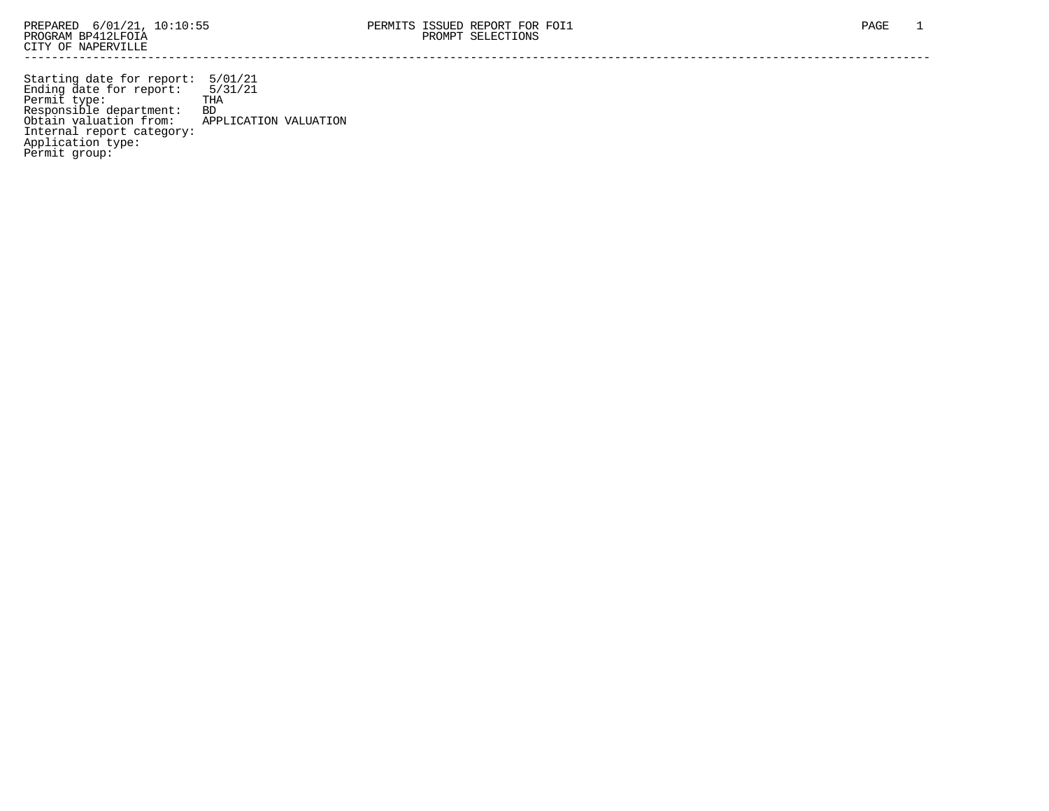PREPARED 6/01/21, 10:10:55
PROGRAM BP412LFOIA
CITY OF NAPERVILLE

PERMITS ISSUED REPORT FOR FOI1
PROMPT SELECTIONS

Starting date for report: 5/01/21
Ending date for report: 5/31/21
Permit type: THA
Responsible department: BD
Obtain valuation from: APPLICATION VALUATION
Internal report category:
Application type:
Permit group: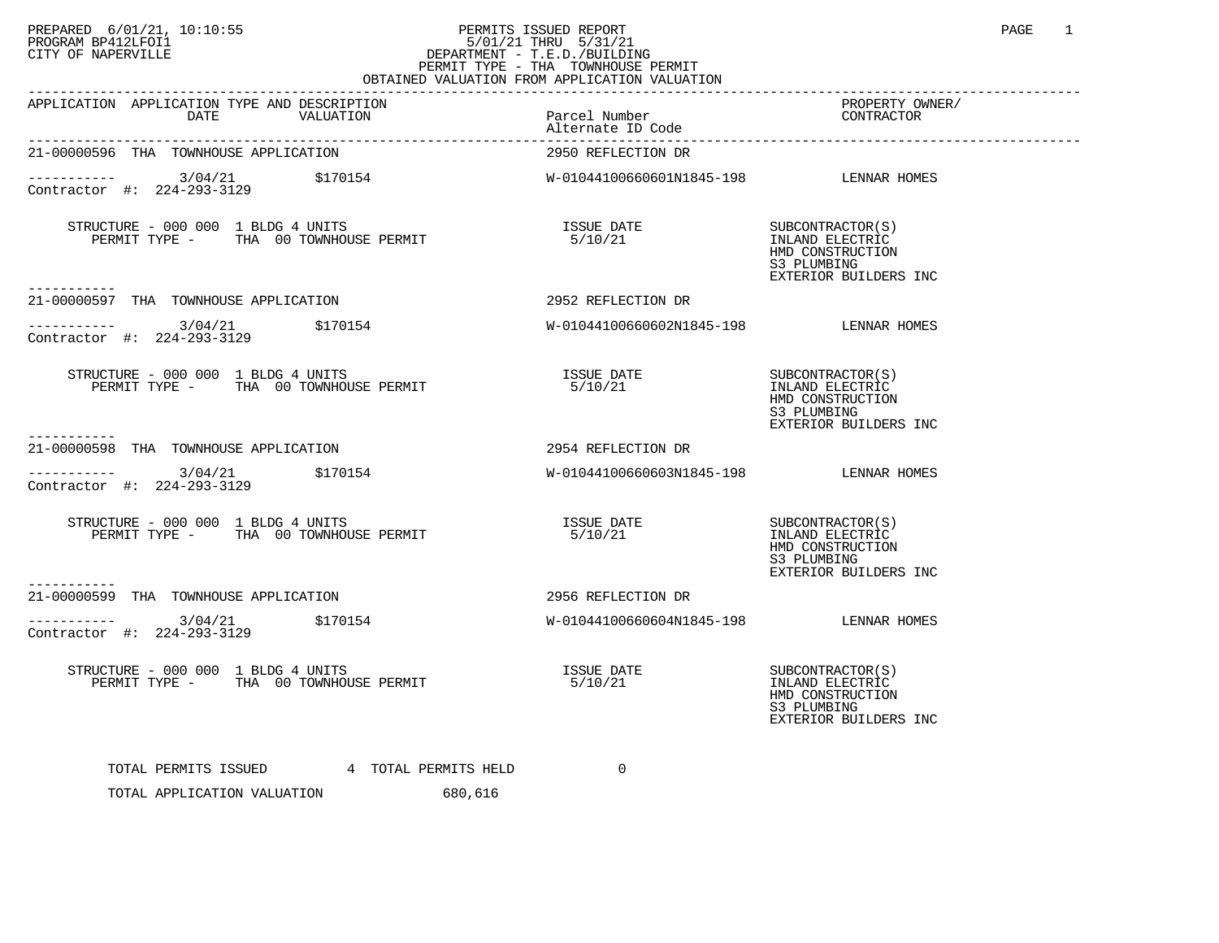PREPARED 6/01/21, 10:10:55
PROGRAM BP412LFOI1
CITY OF NAPERVILLE

# PERMITS ISSUED REPORT

5/01/21 THRU 5/31/21
DEPARTMENT - T.E.D./BUILDING
PERMIT TYPE - THA TOWNHOUSE PERMIT
OBTAINED VALUATION FROM APPLICATION VALUATION

| APPLICATION | APPLICATION TYPE AND DESCRIPTION / DATE | VALUATION | Parcel Number / Alternate ID Code | PROPERTY OWNER/ CONTRACTOR |
|---|---|---|---|---|
| 21-00000596 | THA TOWNHOUSE APPLICATION | | 2950 REFLECTION DR | |
| ----------- | 3/04/21 | $170154 | W-01044100660601N1845-198 | LENNAR HOMES |
| Contractor #: 224-293-3129 | | | | |
| | STRUCTURE - 000 000 1 BLDG 4 UNITS<br>PERMIT TYPE - THA 00 TOWNHOUSE PERMIT | | ISSUE DATE<br>5/10/21 | SUBCONTRACTOR(S)<br>INLAND ELECTRIC<br>HMD CONSTRUCTION<br>S3 PLUMBING<br>EXTERIOR BUILDERS INC |
| 21-00000597 | THA TOWNHOUSE APPLICATION | | 2952 REFLECTION DR | |
| ----------- | 3/04/21 | $170154 | W-01044100660602N1845-198 | LENNAR HOMES |
| Contractor #: 224-293-3129 | | | | |
| | STRUCTURE - 000 000 1 BLDG 4 UNITS<br>PERMIT TYPE - THA 00 TOWNHOUSE PERMIT | | ISSUE DATE<br>5/10/21 | SUBCONTRACTOR(S)<br>INLAND ELECTRIC<br>HMD CONSTRUCTION<br>S3 PLUMBING<br>EXTERIOR BUILDERS INC |
| 21-00000598 | THA TOWNHOUSE APPLICATION | | 2954 REFLECTION DR | |
| ----------- | 3/04/21 | $170154 | W-01044100660603N1845-198 | LENNAR HOMES |
| Contractor #: 224-293-3129 | | | | |
| | STRUCTURE - 000 000 1 BLDG 4 UNITS<br>PERMIT TYPE - THA 00 TOWNHOUSE PERMIT | | ISSUE DATE<br>5/10/21 | SUBCONTRACTOR(S)<br>INLAND ELECTRIC<br>HMD CONSTRUCTION<br>S3 PLUMBING<br>EXTERIOR BUILDERS INC |
| 21-00000599 | THA TOWNHOUSE APPLICATION | | 2956 REFLECTION DR | |
| ----------- | 3/04/21 | $170154 | W-01044100660604N1845-198 | LENNAR HOMES |
| Contractor #: 224-293-3129 | | | | |
| | STRUCTURE - 000 000 1 BLDG 4 UNITS<br>PERMIT TYPE - THA 00 TOWNHOUSE PERMIT | | ISSUE DATE<br>5/10/21 | SUBCONTRACTOR(S)<br>INLAND ELECTRIC<br>HMD CONSTRUCTION<br>S3 PLUMBING<br>EXTERIOR BUILDERS INC |

TOTAL PERMITS ISSUED 4 TOTAL PERMITS HELD 0

TOTAL APPLICATION VALUATION 680,616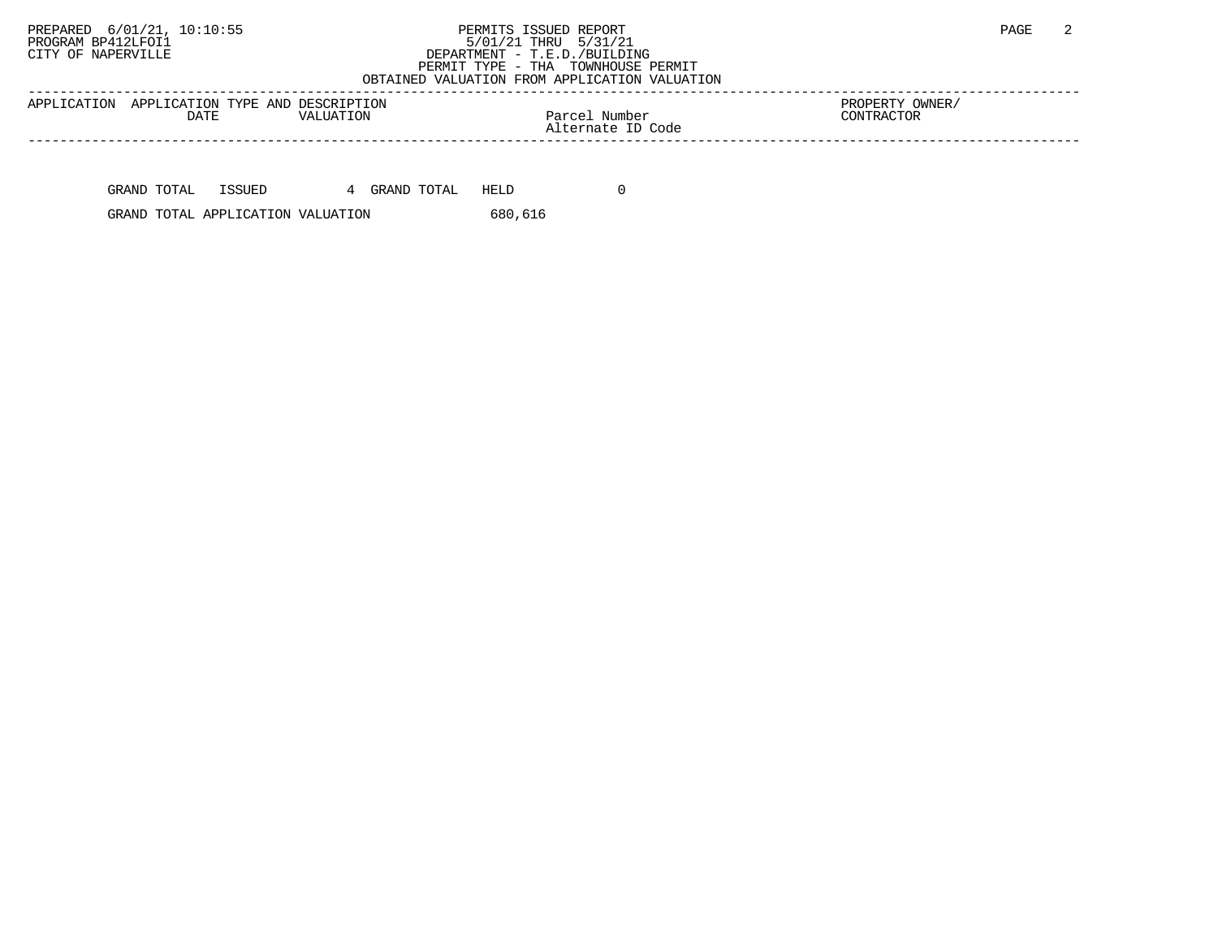PREPARED 6/01/21, 10:10:55
PROGRAM BP412LFOI1
CITY OF NAPERVILLE

PERMITS ISSUED REPORT
5/01/21 THRU 5/31/21
DEPARTMENT - T.E.D./BUILDING
PERMIT TYPE - THA TOWNHOUSE PERMIT
OBTAINED VALUATION FROM APPLICATION VALUATION

| APPLICATION | APPLICATION TYPE AND DESCRIPTION DATE | VALUATION | Parcel Number Alternate ID Code | PROPERTY OWNER/ CONTRACTOR |
|---|---|---|---|---|

GRAND TOTAL ISSUED 4 GRAND TOTAL HELD 0

GRAND TOTAL APPLICATION VALUATION 680,616